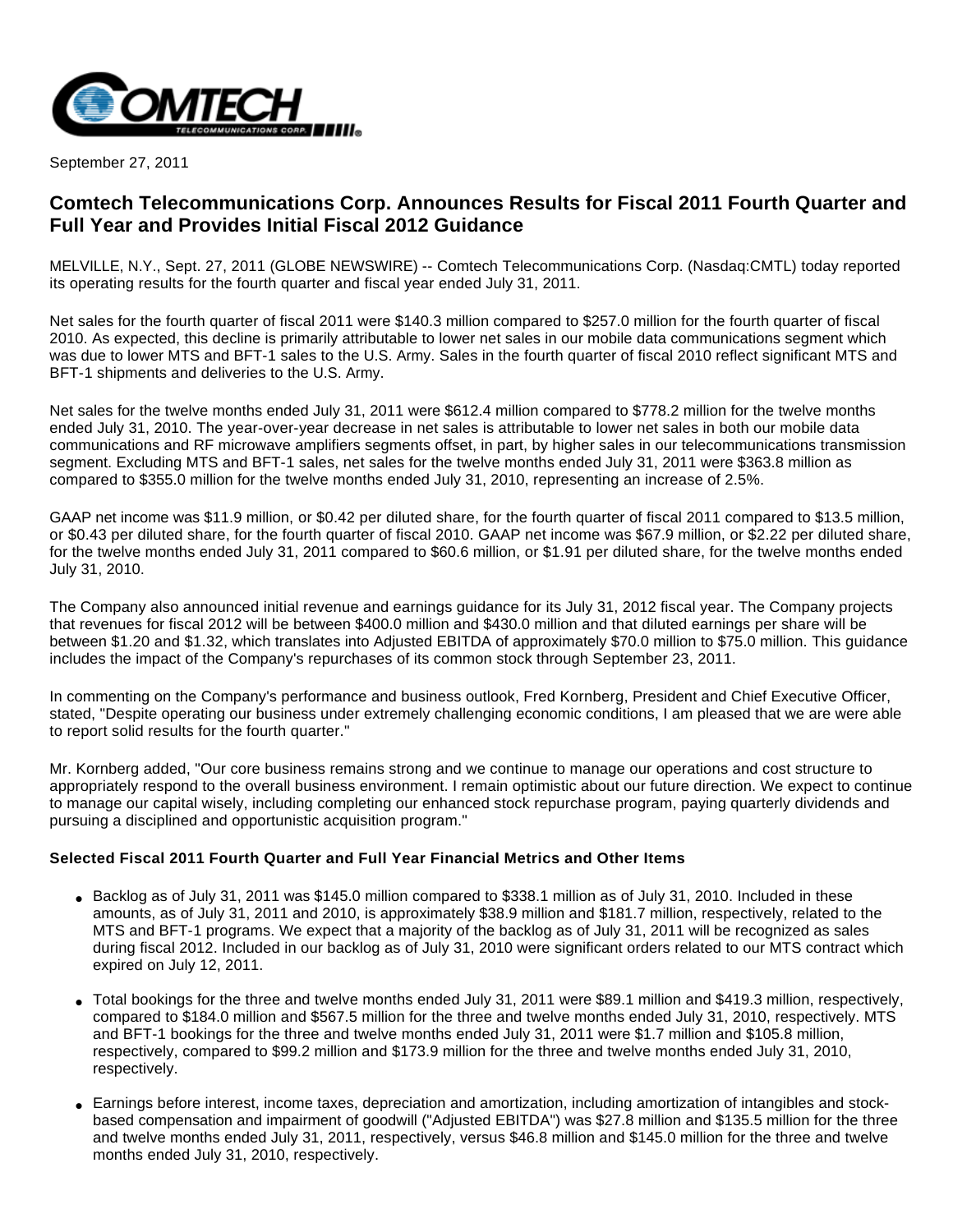September 27, 2011

# Comtech Telecommunications Corp. Announces Results for Fiscal 2011 Fourth Quarter and Full Year and Provides Initial Fiscal 2012 Guidance

MELVILLE, N.Y., Sept. 27, 2011 (GLOBE NEWSWIRE) -- Comtech Telecommunications Corp. (Nasdaq:CMTL) today reported its operating results for the fourth quarter and fiscal year ended July 31, 2011.

Net sales for the fourth quarter of fiscal 2011 were $140.3 million compared to $257.0 million for the fourth quarter of fiscal 2010. As expected, this decline is primarily attributable to lower net sales in our mobile data communications segment which was due to lower MTS and BFT-1 sales to the U.S. Army. Sales in the fourth quarter of fiscal 2010 reflect significant MTS and BFT-1 shipments and deliveries to the U.S. Army.

Net sales for the twelve months ended July 31, 2011 were $612.4 million compared to $778.2 million for the twelve months ended July 31, 2010. The year-over-year decrease in net sales is attributable to lower net sales in both our mobile data communications and RF microwave amplifiers segments offset, in part, by higher sales in our telecommunications transmission segment. Excluding MTS and BFT-1 sales, net sales for the twelve months ended July 31, 2011 were $363.8 million as compared to $355.0 million for the twelve months ended July 31, 2010, representing an increase of 2.5%.

GAAP net income was $11.9 million, or $0.42 per diluted share, for the fourth quarter of fiscal 2011 compared to $13.5 million, or $0.43 per diluted share, for the fourth quarter of fiscal 2010. GAAP net income was $67.9 million, or $2.22 per diluted share, for the twelve months ended July 31, 2011 compared to $60.6 million, or $1.91 per diluted share, for the twelve months ended July 31, 2010.

The Company also announced initial revenue and earnings guidance for its July 31, 2012 fiscal year. The Company projects that revenues for fiscal 2012 will be between $400.0 million and $430.0 million and that diluted earnings per share will be between $1.20 and $1.32, which translates into Adjusted EBITDA of approximately $70.0 million to $75.0 million. This guidance includes the impact of the Company's repurchases of its common stock through September 23, 2011.

In commenting on the Company's performance and business outlook, Fred Kornberg, President and Chief Executive Officer, stated, "Despite operating our business under extremely challenging economic conditions, I am pleased that we are were able to report solid results for the fourth quarter."

Mr. Kornberg added, "Our core business remains strong and we continue to manage our operations and cost structure to appropriately respond to the overall business environment. I remain optimistic about our future direction. We expect to continue to manage our capital wisely, including completing our enhanced stock repurchase program, paying quarterly dividends and pursuing a disciplined and opportunistic acquisition program."

**Selected Fiscal 2011 Fourth Quarter and Full Year Financial Metrics and Other Items**

- Backlog as of July 31, 2011 was $145.0 million compared to $338.1 million as of July 31, 2010. Included in these amounts, as of July 31, 2011 and 2010, is approximately $38.9 million and $181.7 million, respectively, related to the MTS and BFT-1 programs. We expect that a majority of the backlog as of July 31, 2011 will be recognized as sales during fiscal 2012. Included in our backlog as of July 31, 2010 were significant orders related to our MTS contract which expired on July 12, 2011.

- Total bookings for the three and twelve months ended July 31, 2011 were $89.1 million and $419.3 million, respectively, compared to $184.0 million and $567.5 million for the three and twelve months ended July 31, 2010, respectively. MTS and BFT-1 bookings for the three and twelve months ended July 31, 2011 were $1.7 million and $105.8 million, respectively, compared to $99.2 million and $173.9 million for the three and twelve months ended July 31, 2010, respectively.

- Earnings before interest, income taxes, depreciation and amortization, including amortization of intangibles and stock-based compensation and impairment of goodwill ("Adjusted EBITDA") was $27.8 million and $135.5 million for the three and twelve months ended July 31, 2011, respectively, versus $46.8 million and $145.0 million for the three and twelve months ended July 31, 2010, respectively.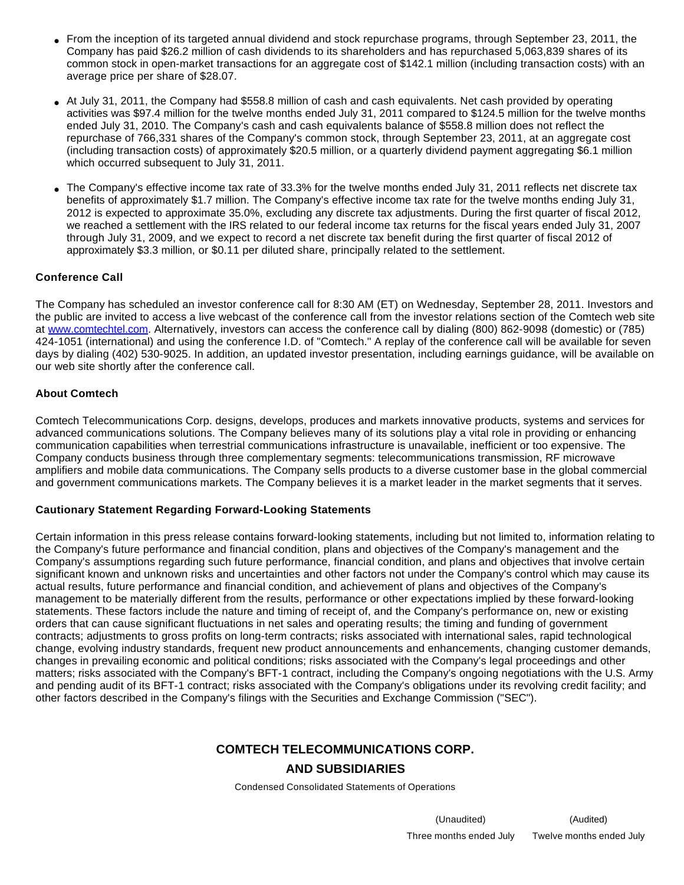- From the inception of its targeted annual dividend and stock repurchase programs, through September 23, 2011, the Company has paid $26.2 million of cash dividends to its shareholders and has repurchased 5,063,839 shares of its common stock in open-market transactions for an aggregate cost of $142.1 million (including transaction costs) with an average price per share of $28.07.

- At July 31, 2011, the Company had $558.8 million of cash and cash equivalents. Net cash provided by operating activities was $97.4 million for the twelve months ended July 31, 2011 compared to $124.5 million for the twelve months ended July 31, 2010. The Company's cash and cash equivalents balance of $558.8 million does not reflect the repurchase of 766,331 shares of the Company's common stock, through September 23, 2011, at an aggregate cost (including transaction costs) of approximately $20.5 million, or a quarterly dividend payment aggregating $6.1 million which occurred subsequent to July 31, 2011.

- The Company's effective income tax rate of 33.3% for the twelve months ended July 31, 2011 reflects net discrete tax benefits of approximately $1.7 million. The Company's effective income tax rate for the twelve months ending July 31, 2012 is expected to approximate 35.0%, excluding any discrete tax adjustments. During the first quarter of fiscal 2012, we reached a settlement with the IRS related to our federal income tax returns for the fiscal years ended July 31, 2007 through July 31, 2009, and we expect to record a net discrete tax benefit during the first quarter of fiscal 2012 of approximately $3.3 million, or $0.11 per diluted share, principally related to the settlement.

**Conference Call**

The Company has scheduled an investor conference call for 8:30 AM (ET) on Wednesday, September 28, 2011. Investors and the public are invited to access a live webcast of the conference call from the investor relations section of the Comtech web site at www.comtechtel.com. Alternatively, investors can access the conference call by dialing (800) 862-9098 (domestic) or (785) 424-1051 (international) and using the conference I.D. of "Comtech." A replay of the conference call will be available for seven days by dialing (402) 530-9025. In addition, an updated investor presentation, including earnings guidance, will be available on our web site shortly after the conference call.

**About Comtech**

Comtech Telecommunications Corp. designs, develops, produces and markets innovative products, systems and services for advanced communications solutions. The Company believes many of its solutions play a vital role in providing or enhancing communication capabilities when terrestrial communications infrastructure is unavailable, inefficient or too expensive. The Company conducts business through three complementary segments: telecommunications transmission, RF microwave amplifiers and mobile data communications. The Company sells products to a diverse customer base in the global commercial and government communications markets. The Company believes it is a market leader in the market segments that it serves.

**Cautionary Statement Regarding Forward-Looking Statements**

Certain information in this press release contains forward-looking statements, including but not limited to, information relating to the Company's future performance and financial condition, plans and objectives of the Company's management and the Company's assumptions regarding such future performance, financial condition, and plans and objectives that involve certain significant known and unknown risks and uncertainties and other factors not under the Company's control which may cause its actual results, future performance and financial condition, and achievement of plans and objectives of the Company's management to be materially different from the results, performance or other expectations implied by these forward-looking statements. These factors include the nature and timing of receipt of, and the Company's performance on, new or existing orders that can cause significant fluctuations in net sales and operating results; the timing and funding of government contracts; adjustments to gross profits on long-term contracts; risks associated with international sales, rapid technological change, evolving industry standards, frequent new product announcements and enhancements, changing customer demands, changes in prevailing economic and political conditions; risks associated with the Company's legal proceedings and other matters; risks associated with the Company's BFT-1 contract, including the Company's ongoing negotiations with the U.S. Army and pending audit of its BFT-1 contract; risks associated with the Company's obligations under its revolving credit facility; and other factors described in the Company's filings with the Securities and Exchange Commission ("SEC").

## COMTECH TELECOMMUNICATIONS CORP.
## AND SUBSIDIARIES

Condensed Consolidated Statements of Operations

| | (Unaudited) | (Audited) |
|---|---|---|
| | Three months ended July | Twelve months ended July |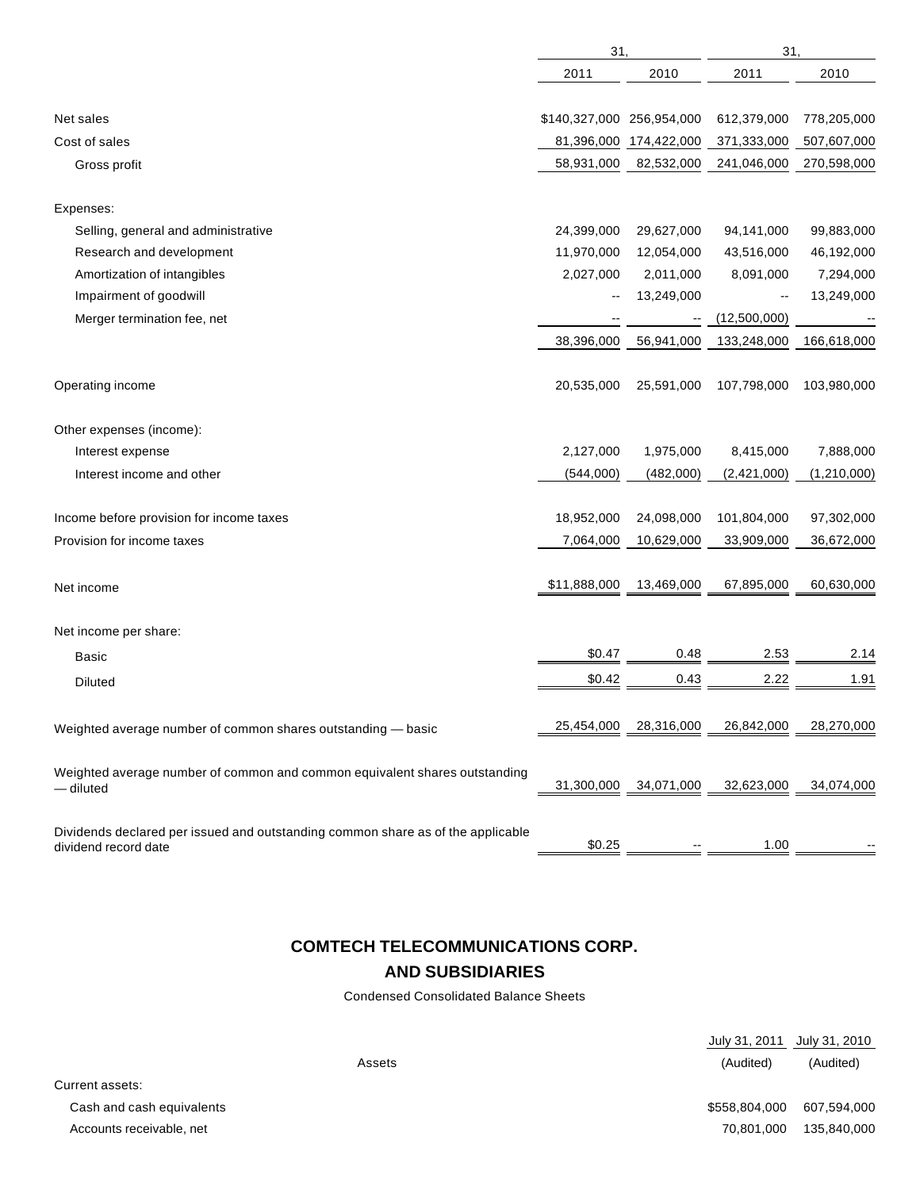| | 31, | | 31, | |
|---|---|---|---|---|
| | 2011 | 2010 | 2011 | 2010 |
| Net sales | $140,327,000 | 256,954,000 | 612,379,000 | 778,205,000 |
| Cost of sales | 81,396,000 | 174,422,000 | 371,333,000 | 507,607,000 |
| Gross profit | 58,931,000 | 82,532,000 | 241,046,000 | 270,598,000 |
| Expenses: | | | | |
| Selling, general and administrative | 24,399,000 | 29,627,000 | 94,141,000 | 99,883,000 |
| Research and development | 11,970,000 | 12,054,000 | 43,516,000 | 46,192,000 |
| Amortization of intangibles | 2,027,000 | 2,011,000 | 8,091,000 | 7,294,000 |
| Impairment of goodwill | -- | 13,249,000 | -- | 13,249,000 |
| Merger termination fee, net | -- | -- | (12,500,000) | -- |
| | 38,396,000 | 56,941,000 | 133,248,000 | 166,618,000 |
| Operating income | 20,535,000 | 25,591,000 | 107,798,000 | 103,980,000 |
| Other expenses (income): | | | | |
| Interest expense | 2,127,000 | 1,975,000 | 8,415,000 | 7,888,000 |
| Interest income and other | (544,000) | (482,000) | (2,421,000) | (1,210,000) |
| Income before provision for income taxes | 18,952,000 | 24,098,000 | 101,804,000 | 97,302,000 |
| Provision for income taxes | 7,064,000 | 10,629,000 | 33,909,000 | 36,672,000 |
| Net income | $11,888,000 | 13,469,000 | 67,895,000 | 60,630,000 |
| Net income per share: | | | | |
| Basic | $0.47 | 0.48 | 2.53 | 2.14 |
| Diluted | $0.42 | 0.43 | 2.22 | 1.91 |
| Weighted average number of common shares outstanding — basic | 25,454,000 | 28,316,000 | 26,842,000 | 28,270,000 |
| Weighted average number of common and common equivalent shares outstanding — diluted | 31,300,000 | 34,071,000 | 32,623,000 | 34,074,000 |
| Dividends declared per issued and outstanding common share as of the applicable dividend record date | $0.25 | -- | 1.00 | -- |

## COMTECH TELECOMMUNICATIONS CORP.
## AND SUBSIDIARIES

Condensed Consolidated Balance Sheets

| Assets | July 31, 2011 (Audited) | July 31, 2010 (Audited) |
|---|---|---|
| Current assets: | | |
| Cash and cash equivalents | $558,804,000 | 607,594,000 |
| Accounts receivable, net | 70,801,000 | 135,840,000 |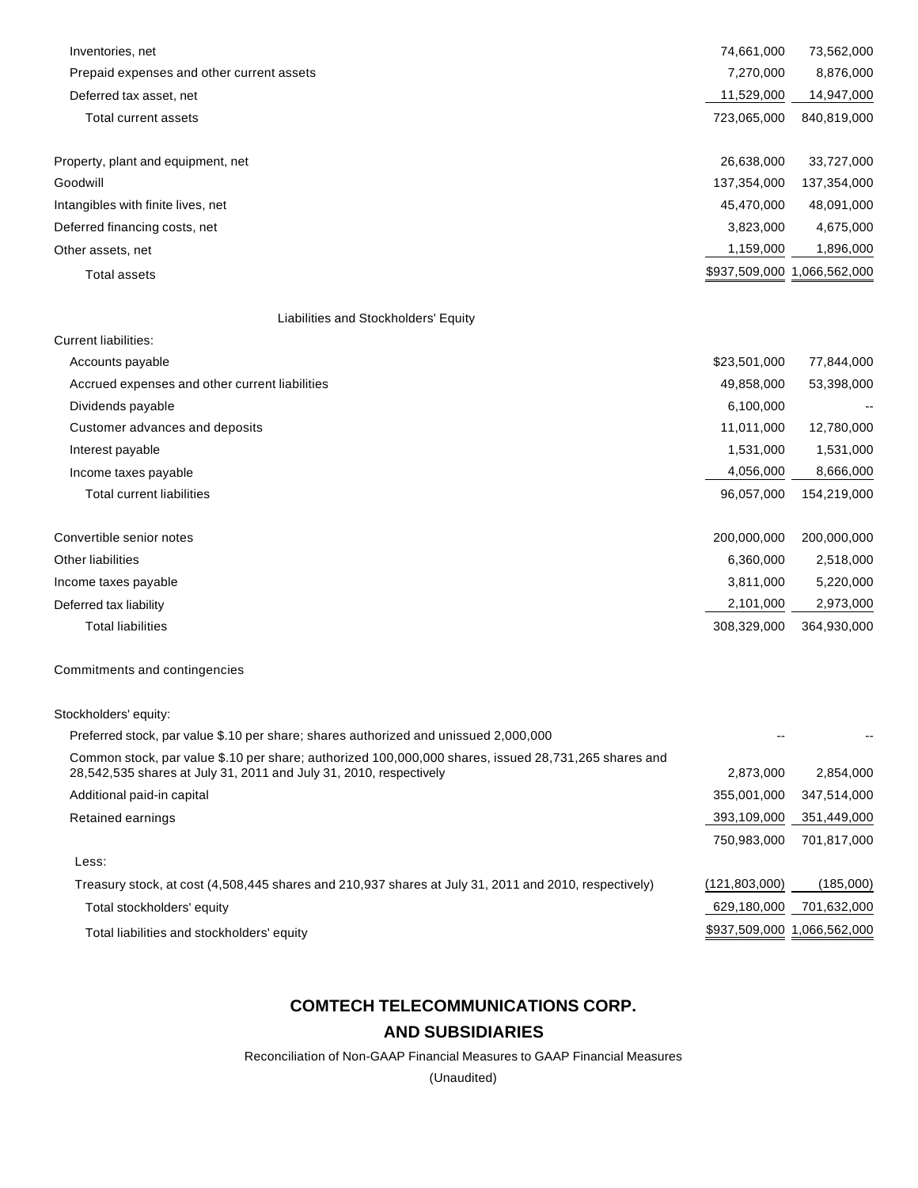| | | |
|---|---|---|
| Inventories, net | 74,661,000 | 73,562,000 |
| Prepaid expenses and other current assets | 7,270,000 | 8,876,000 |
| Deferred tax asset, net | 11,529,000 | 14,947,000 |
| Total current assets | 723,065,000 | 840,819,000 |
| | | |
| Property, plant and equipment, net | 26,638,000 | 33,727,000 |
| Goodwill | 137,354,000 | 137,354,000 |
| Intangibles with finite lives, net | 45,470,000 | 48,091,000 |
| Deferred financing costs, net | 3,823,000 | 4,675,000 |
| Other assets, net | 1,159,000 | 1,896,000 |
| Total assets | $937,509,000 | 1,066,562,000 |
| | | |
| Liabilities and Stockholders' Equity | | |
| Current liabilities: | | |
| Accounts payable | $23,501,000 | 77,844,000 |
| Accrued expenses and other current liabilities | 49,858,000 | 53,398,000 |
| Dividends payable | 6,100,000 | -- |
| Customer advances and deposits | 11,011,000 | 12,780,000 |
| Interest payable | 1,531,000 | 1,531,000 |
| Income taxes payable | 4,056,000 | 8,666,000 |
| Total current liabilities | 96,057,000 | 154,219,000 |
| | | |
| Convertible senior notes | 200,000,000 | 200,000,000 |
| Other liabilities | 6,360,000 | 2,518,000 |
| Income taxes payable | 3,811,000 | 5,220,000 |
| Deferred tax liability | 2,101,000 | 2,973,000 |
| Total liabilities | 308,329,000 | 364,930,000 |
| | | |
| Commitments and contingencies | | |
| | | |
| Stockholders' equity: | | |
| Preferred stock, par value $.10 per share; shares authorized and unissued 2,000,000 | -- | -- |
| Common stock, par value $.10 per share; authorized 100,000,000 shares, issued 28,731,265 shares and 28,542,535 shares at July 31, 2011 and July 31, 2010, respectively | 2,873,000 | 2,854,000 |
| Additional paid-in capital | 355,001,000 | 347,514,000 |
| Retained earnings | 393,109,000 | 351,449,000 |
| | 750,983,000 | 701,817,000 |
| Less: | | |
| Treasury stock, at cost (4,508,445 shares and 210,937 shares at July 31, 2011 and 2010, respectively) | (121,803,000) | (185,000) |
| Total stockholders' equity | 629,180,000 | 701,632,000 |
| Total liabilities and stockholders' equity | $937,509,000 | 1,066,562,000 |

## COMTECH TELECOMMUNICATIONS CORP.
## AND SUBSIDIARIES

Reconciliation of Non-GAAP Financial Measures to GAAP Financial Measures

(Unaudited)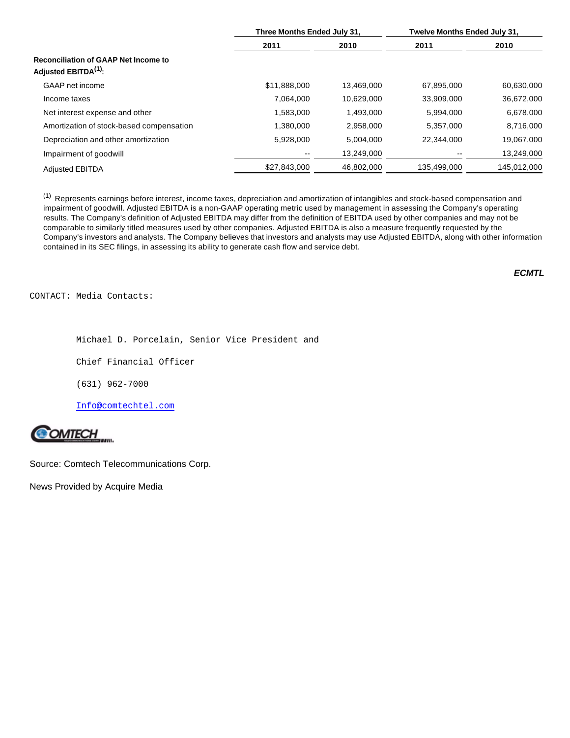| | Three Months Ended July 31, | | Twelve Months Ended July 31, | |
|---|---|---|---|---|
| | 2011 | 2010 | 2011 | 2010 |
| **Reconciliation of GAAP Net Income to Adjusted EBITDA[(1)]:** | | | | |
| GAAP net income | $11,888,000 | 13,469,000 | 67,895,000 | 60,630,000 |
| Income taxes | 7,064,000 | 10,629,000 | 33,909,000 | 36,672,000 |
| Net interest expense and other | 1,583,000 | 1,493,000 | 5,994,000 | 6,678,000 |
| Amortization of stock-based compensation | 1,380,000 | 2,958,000 | 5,357,000 | 8,716,000 |
| Depreciation and other amortization | 5,928,000 | 5,004,000 | 22,344,000 | 19,067,000 |
| Impairment of goodwill | -- | 13,249,000 | -- | 13,249,000 |
| Adjusted EBITDA | $27,843,000 | 46,802,000 | 135,499,000 | 145,012,000 |

(1) Represents earnings before interest, income taxes, depreciation and amortization of intangibles and stock-based compensation and impairment of goodwill. Adjusted EBITDA is a non-GAAP operating metric used by management in assessing the Company's operating results. The Company's definition of Adjusted EBITDA may differ from the definition of EBITDA used by other companies and may not be comparable to similarly titled measures used by other companies. Adjusted EBITDA is also a measure frequently requested by the Company's investors and analysts. The Company believes that investors and analysts may use Adjusted EBITDA, along with other information contained in its SEC filings, in assessing its ability to generate cash flow and service debt.

***ECMTL***

CONTACT: Media Contacts:

Michael D. Porcelain, Senior Vice President and

Chief Financial Officer

(631) 962-7000

Info@comtechtel.com

Source: Comtech Telecommunications Corp.

News Provided by Acquire Media